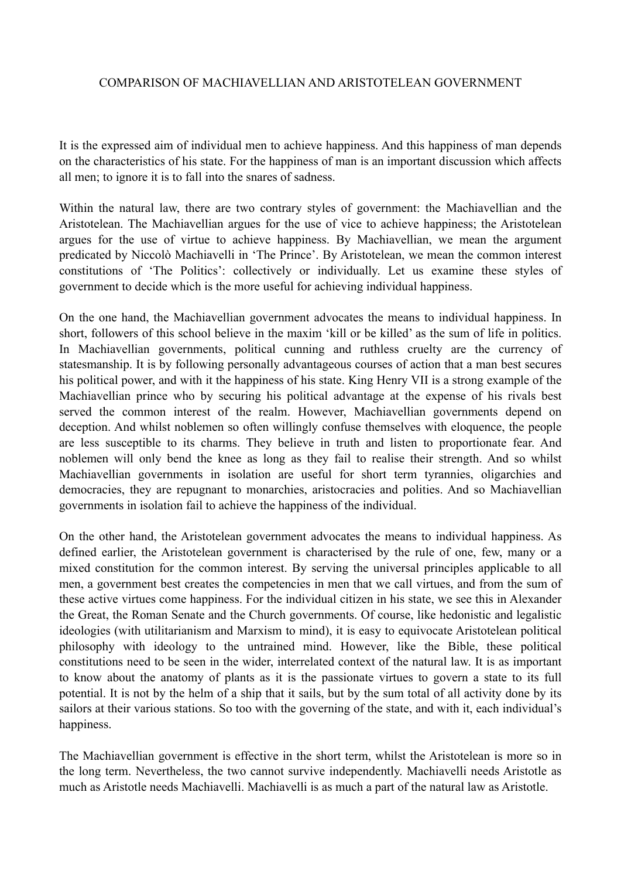# COMPARISON OF MACHIAVELLIAN AND ARISTOTELEAN GOVERNMENT

It is the expressed aim of individual men to achieve happiness. And this happiness of man depends on the characteristics of his state. For the happiness of man is an important discussion which affects all men; to ignore it is to fall into the snares of sadness.

Within the natural law, there are two contrary styles of government: the Machiavellian and the Aristotelean. The Machiavellian argues for the use of vice to achieve happiness; the Aristotelean argues for the use of virtue to achieve happiness. By Machiavellian, we mean the argument predicated by Niccolò Machiavelli in 'The Prince'. By Aristotelean, we mean the common interest constitutions of 'The Politics': collectively or individually. Let us examine these styles of government to decide which is the more useful for achieving individual happiness.

On the one hand, the Machiavellian government advocates the means to individual happiness. In short, followers of this school believe in the maxim 'kill or be killed' as the sum of life in politics. In Machiavellian governments, political cunning and ruthless cruelty are the currency of statesmanship. It is by following personally advantageous courses of action that a man best secures his political power, and with it the happiness of his state. King Henry VII is a strong example of the Machiavellian prince who by securing his political advantage at the expense of his rivals best served the common interest of the realm. However, Machiavellian governments depend on deception. And whilst noblemen so often willingly confuse themselves with eloquence, the people are less susceptible to its charms. They believe in truth and listen to proportionate fear. And noblemen will only bend the knee as long as they fail to realise their strength. And so whilst Machiavellian governments in isolation are useful for short term tyrannies, oligarchies and democracies, they are repugnant to monarchies, aristocracies and polities. And so Machiavellian governments in isolation fail to achieve the happiness of the individual.

On the other hand, the Aristotelean government advocates the means to individual happiness. As defined earlier, the Aristotelean government is characterised by the rule of one, few, many or a mixed constitution for the common interest. By serving the universal principles applicable to all men, a government best creates the competencies in men that we call virtues, and from the sum of these active virtues come happiness. For the individual citizen in his state, we see this in Alexander the Great, the Roman Senate and the Church governments. Of course, like hedonistic and legalistic ideologies (with utilitarianism and Marxism to mind), it is easy to equivocate Aristotelean political philosophy with ideology to the untrained mind. However, like the Bible, these political constitutions need to be seen in the wider, interrelated context of the natural law. It is as important to know about the anatomy of plants as it is the passionate virtues to govern a state to its full potential. It is not by the helm of a ship that it sails, but by the sum total of all activity done by its sailors at their various stations. So too with the governing of the state, and with it, each individual's happiness.

The Machiavellian government is effective in the short term, whilst the Aristotelean is more so in the long term. Nevertheless, the two cannot survive independently. Machiavelli needs Aristotle as much as Aristotle needs Machiavelli. Machiavelli is as much a part of the natural law as Aristotle.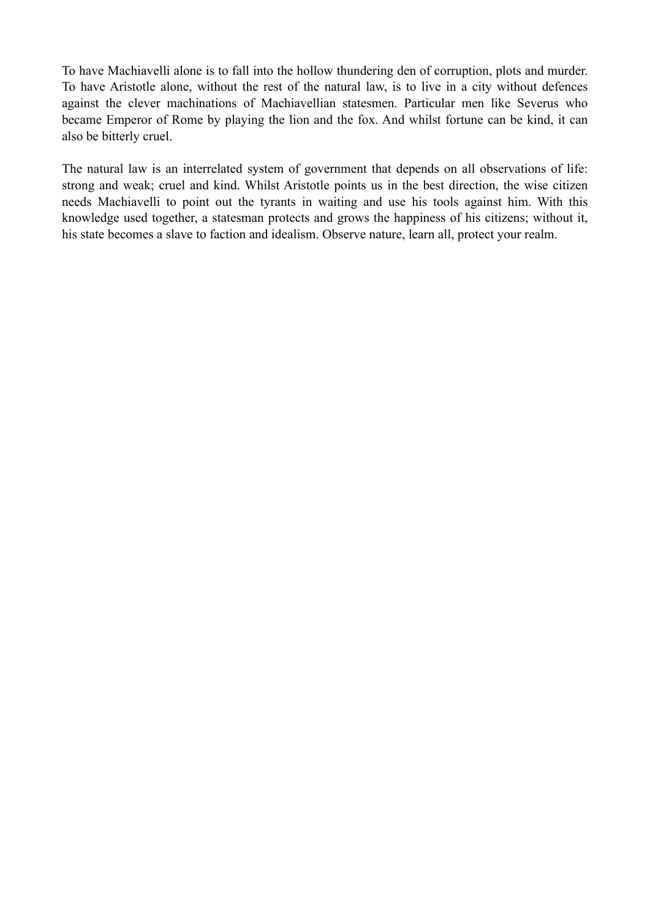To have Machiavelli alone is to fall into the hollow thundering den of corruption, plots and murder. To have Aristotle alone, without the rest of the natural law, is to live in a city without defences against the clever machinations of Machiavellian statesmen. Particular men like Severus who became Emperor of Rome by playing the lion and the fox. And whilst fortune can be kind, it can also be bitterly cruel.

The natural law is an interrelated system of government that depends on all observations of life: strong and weak; cruel and kind. Whilst Aristotle points us in the best direction, the wise citizen needs Machiavelli to point out the tyrants in waiting and use his tools against him. With this knowledge used together, a statesman protects and grows the happiness of his citizens; without it, his state becomes a slave to faction and idealism. Observe nature, learn all, protect your realm.